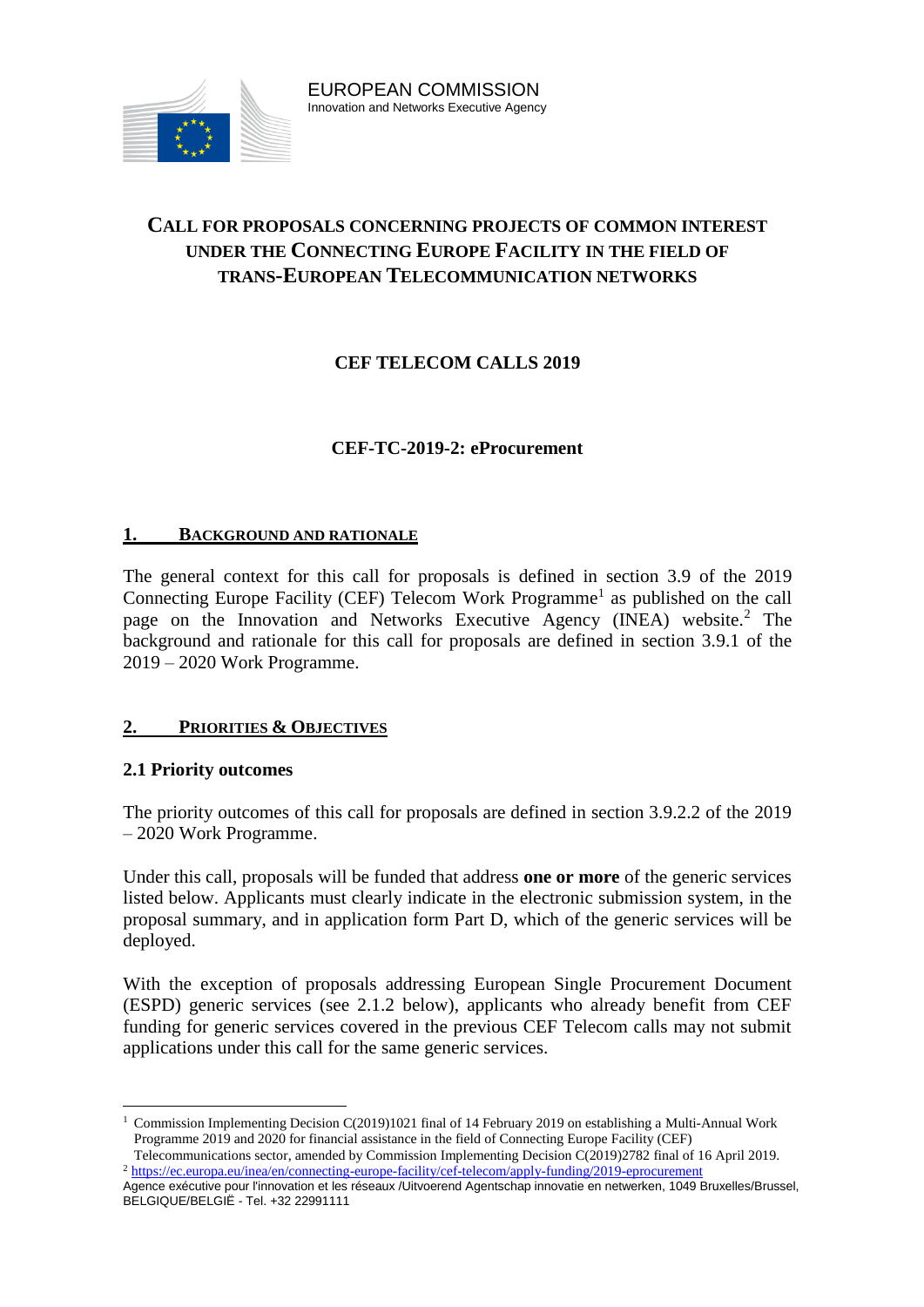EUROPEAN COMMISSION
Innovation and Networks Executive Agency

# CALL FOR PROPOSALS CONCERNING PROJECTS OF COMMON INTEREST UNDER THE CONNECTING EUROPE FACILITY IN THE FIELD OF TRANS-EUROPEAN TELECOMMUNICATION NETWORKS

## CEF TELECOM CALLS 2019

## CEF-TC-2019-2: eProcurement

## 1. BACKGROUND AND RATIONALE

The general context for this call for proposals is defined in section 3.9 of the 2019 Connecting Europe Facility (CEF) Telecom Work Programme[1] as published on the call page on the Innovation and Networks Executive Agency (INEA) website.[2] The background and rationale for this call for proposals are defined in section 3.9.1 of the 2019 – 2020 Work Programme.

## 2. PRIORITIES & OBJECTIVES

### 2.1 Priority outcomes

The priority outcomes of this call for proposals are defined in section 3.9.2.2 of the 2019 – 2020 Work Programme.

Under this call, proposals will be funded that address **one or more** of the generic services listed below. Applicants must clearly indicate in the electronic submission system, in the proposal summary, and in application form Part D, which of the generic services will be deployed.

With the exception of proposals addressing European Single Procurement Document (ESPD) generic services (see 2.1.2 below), applicants who already benefit from CEF funding for generic services covered in the previous CEF Telecom calls may not submit applications under this call for the same generic services.

---

[1] Commission Implementing Decision C(2019)1021 final of 14 February 2019 on establishing a Multi-Annual Work Programme 2019 and 2020 for financial assistance in the field of Connecting Europe Facility (CEF) Telecommunications sector, amended by Commission Implementing Decision C(2019)2782 final of 16 April 2019.

[2] https://ec.europa.eu/inea/en/connecting-europe-facility/cef-telecom/apply-funding/2019-eprocurement

Agence exécutive pour l'innovation et les réseaux /Uitvoerend Agentschap innovatie en netwerken, 1049 Bruxelles/Brussel, BELGIQUE/BELGIË - Tel. +32 22991111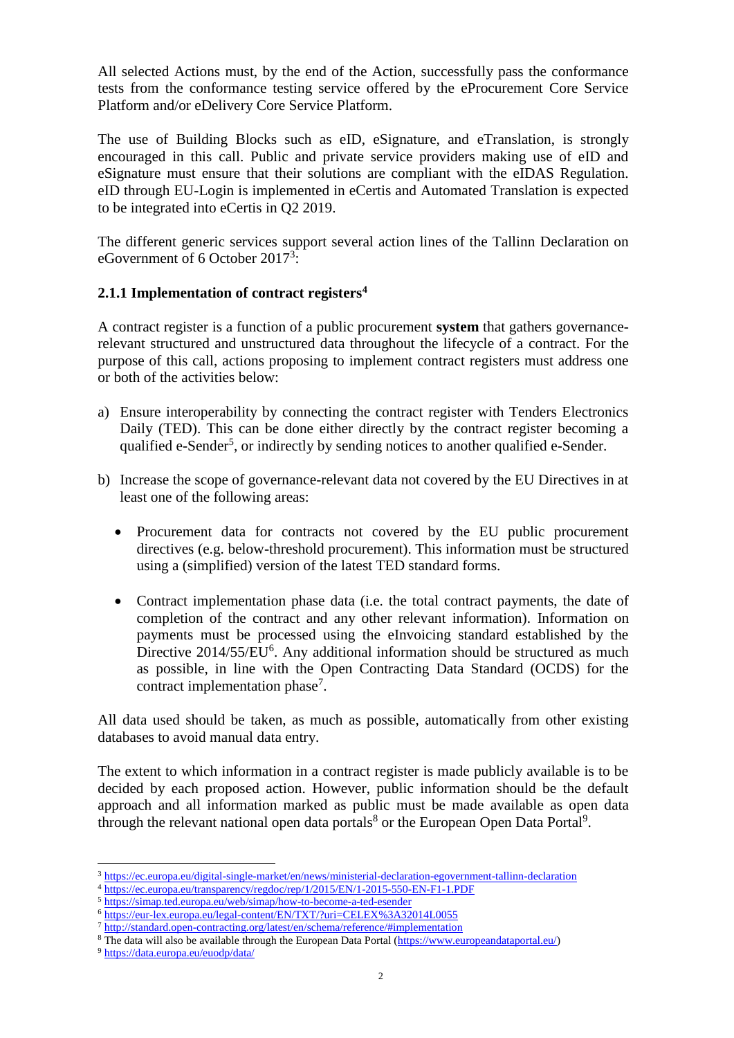All selected Actions must, by the end of the Action, successfully pass the conformance tests from the conformance testing service offered by the eProcurement Core Service Platform and/or eDelivery Core Service Platform.

The use of Building Blocks such as eID, eSignature, and eTranslation, is strongly encouraged in this call. Public and private service providers making use of eID and eSignature must ensure that their solutions are compliant with the eIDAS Regulation. eID through EU-Login is implemented in eCertis and Automated Translation is expected to be integrated into eCertis in Q2 2019.

The different generic services support several action lines of the Tallinn Declaration on eGovernment of 6 October 2017[3]:

### 2.1.1 Implementation of contract registers[4]

A contract register is a function of a public procurement **system** that gathers governance-relevant structured and unstructured data throughout the lifecycle of a contract. For the purpose of this call, actions proposing to implement contract registers must address one or both of the activities below:

a) Ensure interoperability by connecting the contract register with Tenders Electronics Daily (TED). This can be done either directly by the contract register becoming a qualified e-Sender[5], or indirectly by sending notices to another qualified e-Sender.

b) Increase the scope of governance-relevant data not covered by the EU Directives in at least one of the following areas:

   - Procurement data for contracts not covered by the EU public procurement directives (e.g. below-threshold procurement). This information must be structured using a (simplified) version of the latest TED standard forms.

   - Contract implementation phase data (i.e. the total contract payments, the date of completion of the contract and any other relevant information). Information on payments must be processed using the eInvoicing standard established by the Directive 2014/55/EU[6]. Any additional information should be structured as much as possible, in line with the Open Contracting Data Standard (OCDS) for the contract implementation phase[7].

All data used should be taken, as much as possible, automatically from other existing databases to avoid manual data entry.

The extent to which information in a contract register is made publicly available is to be decided by each proposed action. However, public information should be the default approach and all information marked as public must be made available as open data through the relevant national open data portals[8] or the European Open Data Portal[9].

---

[3] https://ec.europa.eu/digital-single-market/en/news/ministerial-declaration-egovernment-tallinn-declaration

[4] https://ec.europa.eu/transparency/regdoc/rep/1/2015/EN/1-2015-550-EN-F1-1.PDF

[5] https://simap.ted.europa.eu/web/simap/how-to-become-a-ted-esender

[6] https://eur-lex.europa.eu/legal-content/EN/TXT/?uri=CELEX%3A32014L0055

[7] http://standard.open-contracting.org/latest/en/schema/reference/#implementation

[8] The data will also be available through the European Data Portal (https://www.europeandataportal.eu/)

[9] https://data.europa.eu/euodp/data/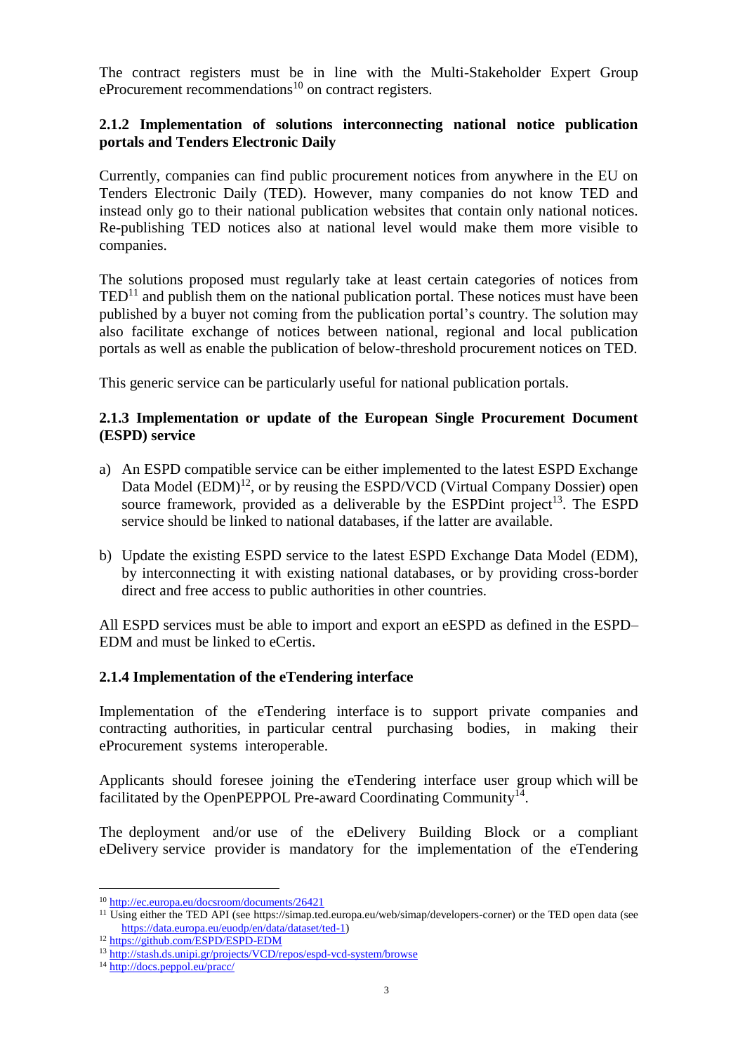The contract registers must be in line with the Multi-Stakeholder Expert Group eProcurement recommendations[10] on contract registers.

### 2.1.2 Implementation of solutions interconnecting national notice publication portals and Tenders Electronic Daily

Currently, companies can find public procurement notices from anywhere in the EU on Tenders Electronic Daily (TED). However, many companies do not know TED and instead only go to their national publication websites that contain only national notices. Re-publishing TED notices also at national level would make them more visible to companies.

The solutions proposed must regularly take at least certain categories of notices from TED[11] and publish them on the national publication portal. These notices must have been published by a buyer not coming from the publication portal's country. The solution may also facilitate exchange of notices between national, regional and local publication portals as well as enable the publication of below-threshold procurement notices on TED.

This generic service can be particularly useful for national publication portals.

### 2.1.3 Implementation or update of the European Single Procurement Document (ESPD) service

a) An ESPD compatible service can be either implemented to the latest ESPD Exchange Data Model (EDM)[12], or by reusing the ESPD/VCD (Virtual Company Dossier) open source framework, provided as a deliverable by the ESPDint project[13]. The ESPD service should be linked to national databases, if the latter are available.

b) Update the existing ESPD service to the latest ESPD Exchange Data Model (EDM), by interconnecting it with existing national databases, or by providing cross-border direct and free access to public authorities in other countries.

All ESPD services must be able to import and export an eESPD as defined in the ESPD–EDM and must be linked to eCertis.

### 2.1.4 Implementation of the eTendering interface

Implementation of the eTendering interface is to support private companies and contracting authorities, in particular central purchasing bodies, in making their eProcurement systems interoperable.

Applicants should foresee joining the eTendering interface user group which will be facilitated by the OpenPEPPOL Pre-award Coordinating Community[14].

The deployment and/or use of the eDelivery Building Block or a compliant eDelivery service provider is mandatory for the implementation of the eTendering

---

[10] http://ec.europa.eu/docsroom/documents/26421

[11] Using either the TED API (see https://simap.ted.europa.eu/web/simap/developers-corner) or the TED open data (see https://data.europa.eu/euodp/en/data/dataset/ted-1)

[12] https://github.com/ESPD/ESPD-EDM

[13] http://stash.ds.unipi.gr/projects/VCD/repos/espd-vcd-system/browse

[14] http://docs.peppol.eu/pracc/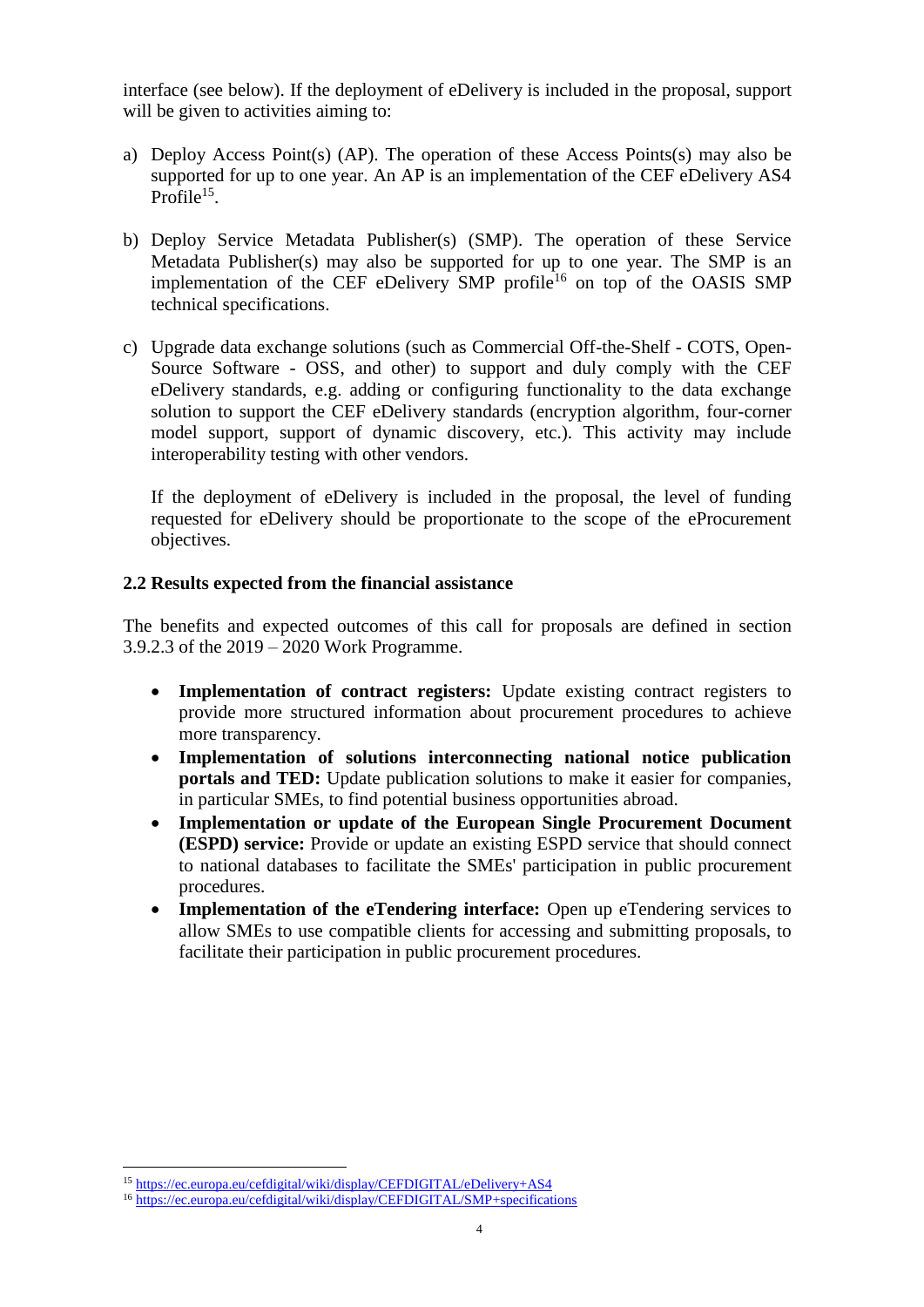interface (see below). If the deployment of eDelivery is included in the proposal, support will be given to activities aiming to:

a) Deploy Access Point(s) (AP). The operation of these Access Points(s) may also be supported for up to one year. An AP is an implementation of the CEF eDelivery AS4 Profile[15].

b) Deploy Service Metadata Publisher(s) (SMP). The operation of these Service Metadata Publisher(s) may also be supported for up to one year. The SMP is an implementation of the CEF eDelivery SMP profile[16] on top of the OASIS SMP technical specifications.

c) Upgrade data exchange solutions (such as Commercial Off-the-Shelf - COTS, Open-Source Software - OSS, and other) to support and duly comply with the CEF eDelivery standards, e.g. adding or configuring functionality to the data exchange solution to support the CEF eDelivery standards (encryption algorithm, four-corner model support, support of dynamic discovery, etc.). This activity may include interoperability testing with other vendors.

   If the deployment of eDelivery is included in the proposal, the level of funding requested for eDelivery should be proportionate to the scope of the eProcurement objectives.

## 2.2 Results expected from the financial assistance

The benefits and expected outcomes of this call for proposals are defined in section 3.9.2.3 of the 2019 – 2020 Work Programme.

- **Implementation of contract registers:** Update existing contract registers to provide more structured information about procurement procedures to achieve more transparency.
- **Implementation of solutions interconnecting national notice publication portals and TED:** Update publication solutions to make it easier for companies, in particular SMEs, to find potential business opportunities abroad.
- **Implementation or update of the European Single Procurement Document (ESPD) service:** Provide or update an existing ESPD service that should connect to national databases to facilitate the SMEs' participation in public procurement procedures.
- **Implementation of the eTendering interface:** Open up eTendering services to allow SMEs to use compatible clients for accessing and submitting proposals, to facilitate their participation in public procurement procedures.

---

[15] https://ec.europa.eu/cefdigital/wiki/display/CEFDIGITAL/eDelivery+AS4

[16] https://ec.europa.eu/cefdigital/wiki/display/CEFDIGITAL/SMP+specifications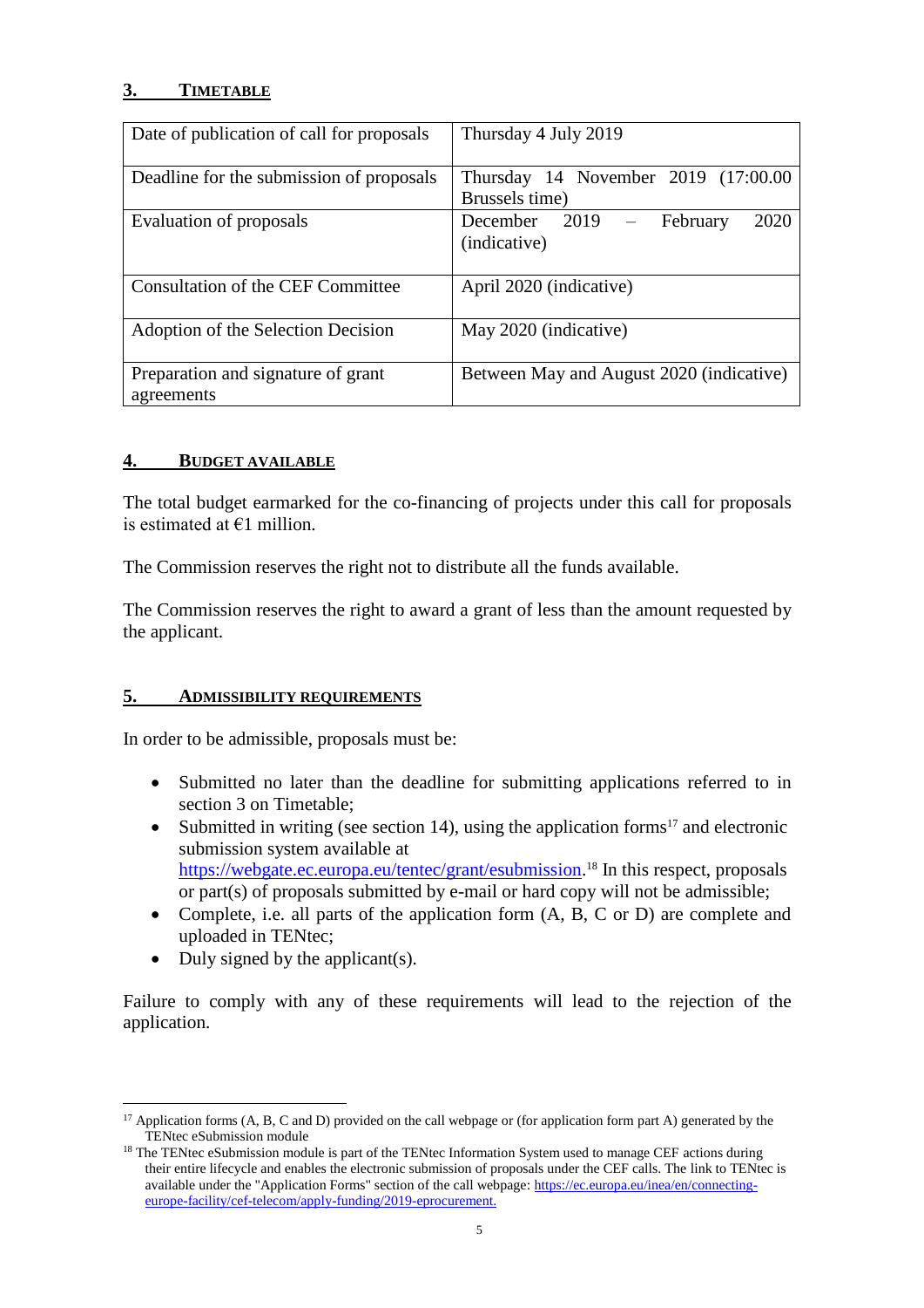## 3. TIMETABLE

| Date of publication of call for proposals | Thursday 4 July 2019 |
| --- | --- |
| Deadline for the submission of proposals | Thursday 14 November 2019 (17:00.00 Brussels time) |
| Evaluation of proposals | December 2019 – February 2020 (indicative) |
| Consultation of the CEF Committee | April 2020 (indicative) |
| Adoption of the Selection Decision | May 2020 (indicative) |
| Preparation and signature of grant agreements | Between May and August 2020 (indicative) |

## 4. BUDGET AVAILABLE

The total budget earmarked for the co-financing of projects under this call for proposals is estimated at €1 million.

The Commission reserves the right not to distribute all the funds available.

The Commission reserves the right to award a grant of less than the amount requested by the applicant.

## 5. ADMISSIBILITY REQUIREMENTS

In order to be admissible, proposals must be:

- Submitted no later than the deadline for submitting applications referred to in section 3 on Timetable;
- Submitted in writing (see section 14), using the application forms[17] and electronic submission system available at https://webgate.ec.europa.eu/tentec/grant/esubmission.[18] In this respect, proposals or part(s) of proposals submitted by e-mail or hard copy will not be admissible;
- Complete, i.e. all parts of the application form (A, B, C or D) are complete and uploaded in TENtec;
- Duly signed by the applicant(s).

Failure to comply with any of these requirements will lead to the rejection of the application.

---

[17] Application forms (A, B, C and D) provided on the call webpage or (for application form part A) generated by the TENtec eSubmission module

[18] The TENtec eSubmission module is part of the TENtec Information System used to manage CEF actions during their entire lifecycle and enables the electronic submission of proposals under the CEF calls. The link to TENtec is available under the "Application Forms" section of the call webpage: https://ec.europa.eu/inea/en/connecting-europe-facility/cef-telecom/apply-funding/2019-eprocurement.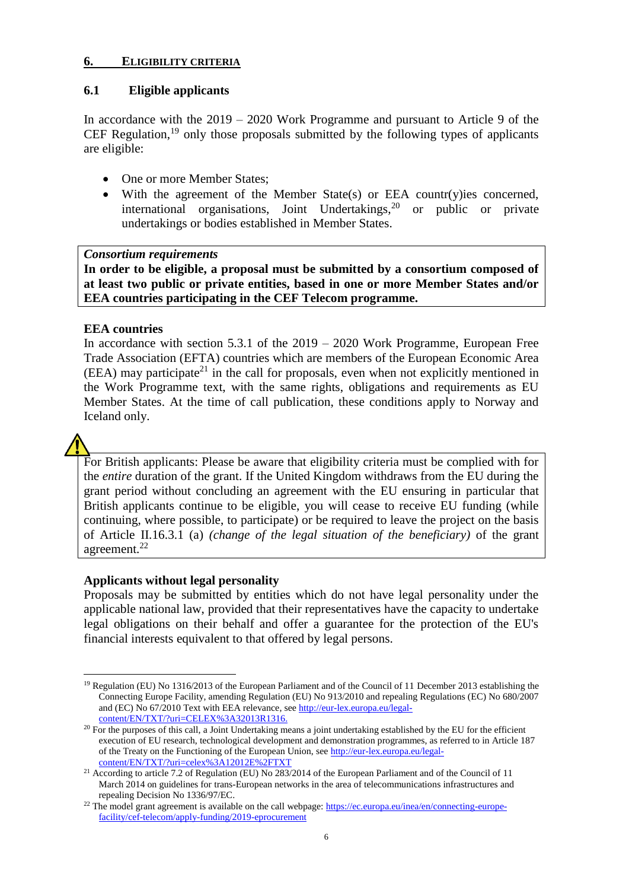## 6. ELIGIBILITY CRITERIA

### 6.1 Eligible applicants

In accordance with the 2019 – 2020 Work Programme and pursuant to Article 9 of the CEF Regulation,[19] only those proposals submitted by the following types of applicants are eligible:

- One or more Member States;
- With the agreement of the Member State(s) or EEA countr(y)ies concerned, international organisations, Joint Undertakings,[20] or public or private undertakings or bodies established in Member States.

*Consortium requirements*
**In order to be eligible, a proposal must be submitted by a consortium composed of at least two public or private entities, based in one or more Member States and/or EEA countries participating in the CEF Telecom programme.**

**EEA countries**
In accordance with section 5.3.1 of the 2019 – 2020 Work Programme, European Free Trade Association (EFTA) countries which are members of the European Economic Area (EEA) may participate[21] in the call for proposals, even when not explicitly mentioned in the Work Programme text, with the same rights, obligations and requirements as EU Member States. At the time of call publication, these conditions apply to Norway and Iceland only.

For British applicants: Please be aware that eligibility criteria must be complied with for the *entire* duration of the grant. If the United Kingdom withdraws from the EU during the grant period without concluding an agreement with the EU ensuring in particular that British applicants continue to be eligible, you will cease to receive EU funding (while continuing, where possible, to participate) or be required to leave the project on the basis of Article II.16.3.1 (a) *(change of the legal situation of the beneficiary)* of the grant agreement.[22]

**Applicants without legal personality**
Proposals may be submitted by entities which do not have legal personality under the applicable national law, provided that their representatives have the capacity to undertake legal obligations on their behalf and offer a guarantee for the protection of the EU's financial interests equivalent to that offered by legal persons.

---

[19] Regulation (EU) No 1316/2013 of the European Parliament and of the Council of 11 December 2013 establishing the Connecting Europe Facility, amending Regulation (EU) No 913/2010 and repealing Regulations (EC) No 680/2007 and (EC) No 67/2010 Text with EEA relevance, see http://eur-lex.europa.eu/legal-content/EN/TXT/?uri=CELEX%3A32013R1316.

[20] For the purposes of this call, a Joint Undertaking means a joint undertaking established by the EU for the efficient execution of EU research, technological development and demonstration programmes, as referred to in Article 187 of the Treaty on the Functioning of the European Union, see http://eur-lex.europa.eu/legal-content/EN/TXT/?uri=celex%3A12012E%2FTXT

[21] According to article 7.2 of Regulation (EU) No 283/2014 of the European Parliament and of the Council of 11 March 2014 on guidelines for trans-European networks in the area of telecommunications infrastructures and repealing Decision No 1336/97/EC.

[22] The model grant agreement is available on the call webpage: https://ec.europa.eu/inea/en/connecting-europe-facility/cef-telecom/apply-funding/2019-eprocurement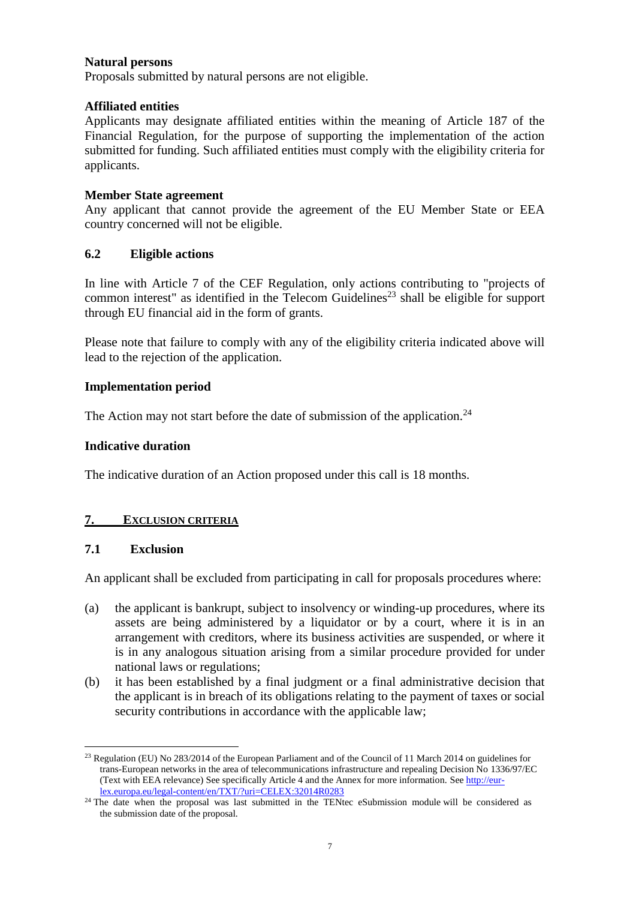**Natural persons**

Proposals submitted by natural persons are not eligible.

**Affiliated entities**

Applicants may designate affiliated entities within the meaning of Article 187 of the Financial Regulation, for the purpose of supporting the implementation of the action submitted for funding. Such affiliated entities must comply with the eligibility criteria for applicants.

**Member State agreement**

Any applicant that cannot provide the agreement of the EU Member State or EEA country concerned will not be eligible.

### 6.2 Eligible actions

In line with Article 7 of the CEF Regulation, only actions contributing to "projects of common interest" as identified in the Telecom Guidelines[23] shall be eligible for support through EU financial aid in the form of grants.

Please note that failure to comply with any of the eligibility criteria indicated above will lead to the rejection of the application.

**Implementation period**

The Action may not start before the date of submission of the application.[24]

**Indicative duration**

The indicative duration of an Action proposed under this call is 18 months.

## 7. EXCLUSION CRITERIA

### 7.1 Exclusion

An applicant shall be excluded from participating in call for proposals procedures where:

(a) the applicant is bankrupt, subject to insolvency or winding-up procedures, where its assets are being administered by a liquidator or by a court, where it is in an arrangement with creditors, where its business activities are suspended, or where it is in any analogous situation arising from a similar procedure provided for under national laws or regulations;

(b) it has been established by a final judgment or a final administrative decision that the applicant is in breach of its obligations relating to the payment of taxes or social security contributions in accordance with the applicable law;

---

[23] Regulation (EU) No 283/2014 of the European Parliament and of the Council of 11 March 2014 on guidelines for trans-European networks in the area of telecommunications infrastructure and repealing Decision No 1336/97/EC (Text with EEA relevance) See specifically Article 4 and the Annex for more information. See http://eur-lex.europa.eu/legal-content/en/TXT/?uri=CELEX:32014R0283

[24] The date when the proposal was last submitted in the TENtec eSubmission module will be considered as the submission date of the proposal.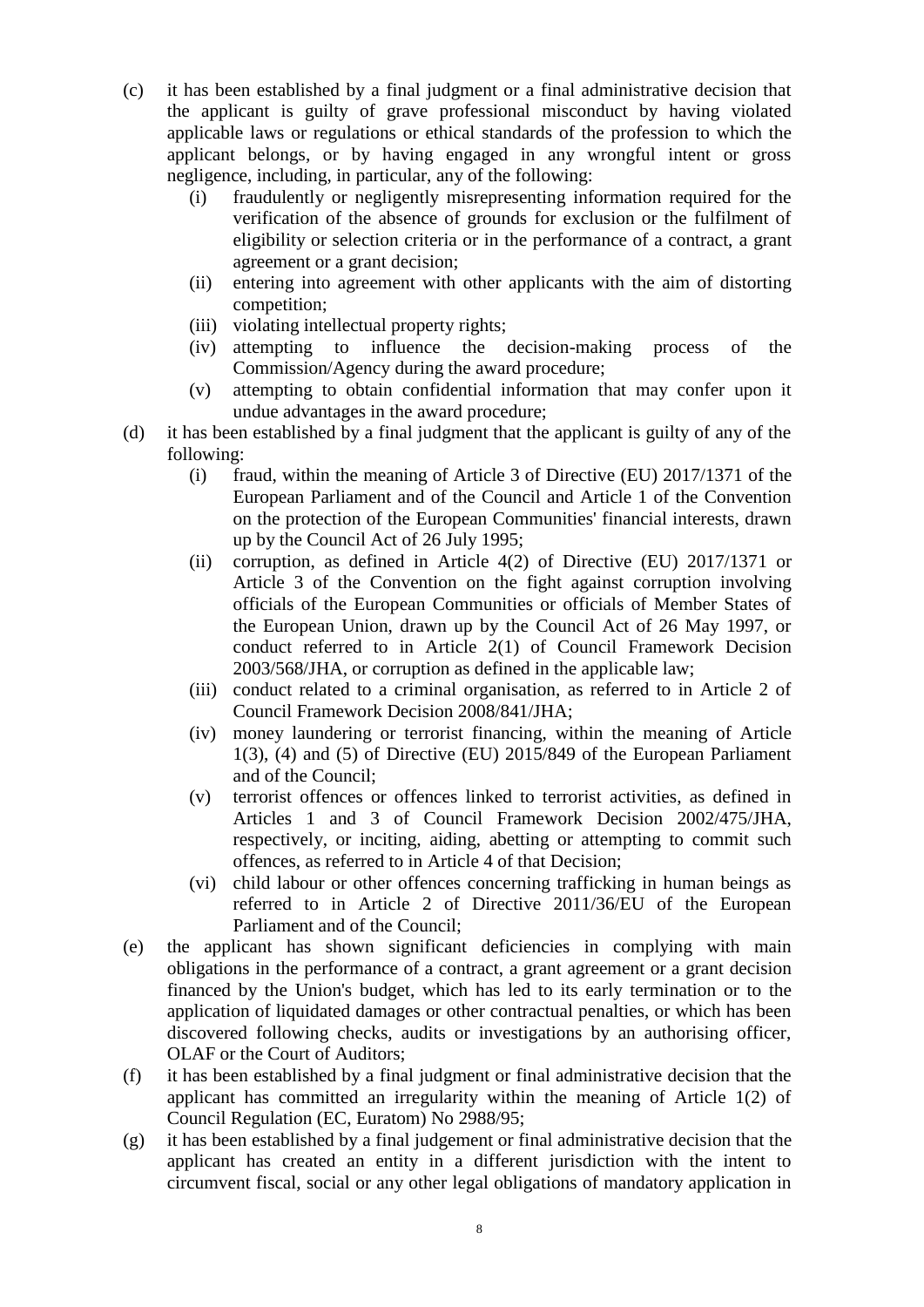(c) it has been established by a final judgment or a final administrative decision that the applicant is guilty of grave professional misconduct by having violated applicable laws or regulations or ethical standards of the profession to which the applicant belongs, or by having engaged in any wrongful intent or gross negligence, including, in particular, any of the following:
   (i) fraudulently or negligently misrepresenting information required for the verification of the absence of grounds for exclusion or the fulfilment of eligibility or selection criteria or in the performance of a contract, a grant agreement or a grant decision;
   (ii) entering into agreement with other applicants with the aim of distorting competition;
   (iii) violating intellectual property rights;
   (iv) attempting to influence the decision-making process of the Commission/Agency during the award procedure;
   (v) attempting to obtain confidential information that may confer upon it undue advantages in the award procedure;

(d) it has been established by a final judgment that the applicant is guilty of any of the following:
   (i) fraud, within the meaning of Article 3 of Directive (EU) 2017/1371 of the European Parliament and of the Council and Article 1 of the Convention on the protection of the European Communities' financial interests, drawn up by the Council Act of 26 July 1995;
   (ii) corruption, as defined in Article 4(2) of Directive (EU) 2017/1371 or Article 3 of the Convention on the fight against corruption involving officials of the European Communities or officials of Member States of the European Union, drawn up by the Council Act of 26 May 1997, or conduct referred to in Article 2(1) of Council Framework Decision 2003/568/JHA, or corruption as defined in the applicable law;
   (iii) conduct related to a criminal organisation, as referred to in Article 2 of Council Framework Decision 2008/841/JHA;
   (iv) money laundering or terrorist financing, within the meaning of Article 1(3), (4) and (5) of Directive (EU) 2015/849 of the European Parliament and of the Council;
   (v) terrorist offences or offences linked to terrorist activities, as defined in Articles 1 and 3 of Council Framework Decision 2002/475/JHA, respectively, or inciting, aiding, abetting or attempting to commit such offences, as referred to in Article 4 of that Decision;
   (vi) child labour or other offences concerning trafficking in human beings as referred to in Article 2 of Directive 2011/36/EU of the European Parliament and of the Council;

(e) the applicant has shown significant deficiencies in complying with main obligations in the performance of a contract, a grant agreement or a grant decision financed by the Union's budget, which has led to its early termination or to the application of liquidated damages or other contractual penalties, or which has been discovered following checks, audits or investigations by an authorising officer, OLAF or the Court of Auditors;

(f) it has been established by a final judgment or final administrative decision that the applicant has committed an irregularity within the meaning of Article 1(2) of Council Regulation (EC, Euratom) No 2988/95;

(g) it has been established by a final judgement or final administrative decision that the applicant has created an entity in a different jurisdiction with the intent to circumvent fiscal, social or any other legal obligations of mandatory application in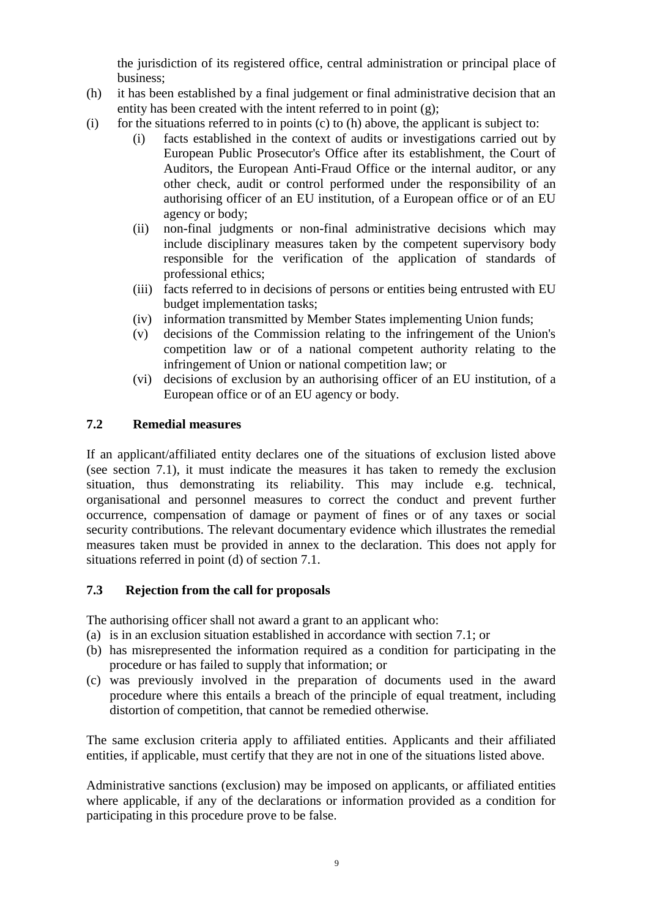the jurisdiction of its registered office, central administration or principal place of business;

(h) it has been established by a final judgement or final administrative decision that an entity has been created with the intent referred to in point (g);

(i) for the situations referred to in points (c) to (h) above, the applicant is subject to:

  (i) facts established in the context of audits or investigations carried out by European Public Prosecutor's Office after its establishment, the Court of Auditors, the European Anti-Fraud Office or the internal auditor, or any other check, audit or control performed under the responsibility of an authorising officer of an EU institution, of a European office or of an EU agency or body;

  (ii) non-final judgments or non-final administrative decisions which may include disciplinary measures taken by the competent supervisory body responsible for the verification of the application of standards of professional ethics;

  (iii) facts referred to in decisions of persons or entities being entrusted with EU budget implementation tasks;

  (iv) information transmitted by Member States implementing Union funds;

  (v) decisions of the Commission relating to the infringement of the Union's competition law or of a national competent authority relating to the infringement of Union or national competition law; or

  (vi) decisions of exclusion by an authorising officer of an EU institution, of a European office or of an EU agency or body.

### 7.2 Remedial measures

If an applicant/affiliated entity declares one of the situations of exclusion listed above (see section 7.1), it must indicate the measures it has taken to remedy the exclusion situation, thus demonstrating its reliability. This may include e.g. technical, organisational and personnel measures to correct the conduct and prevent further occurrence, compensation of damage or payment of fines or of any taxes or social security contributions. The relevant documentary evidence which illustrates the remedial measures taken must be provided in annex to the declaration. This does not apply for situations referred in point (d) of section 7.1.

### 7.3 Rejection from the call for proposals

The authorising officer shall not award a grant to an applicant who:

(a) is in an exclusion situation established in accordance with section 7.1; or

(b) has misrepresented the information required as a condition for participating in the procedure or has failed to supply that information; or

(c) was previously involved in the preparation of documents used in the award procedure where this entails a breach of the principle of equal treatment, including distortion of competition, that cannot be remedied otherwise.

The same exclusion criteria apply to affiliated entities. Applicants and their affiliated entities, if applicable, must certify that they are not in one of the situations listed above.

Administrative sanctions (exclusion) may be imposed on applicants, or affiliated entities where applicable, if any of the declarations or information provided as a condition for participating in this procedure prove to be false.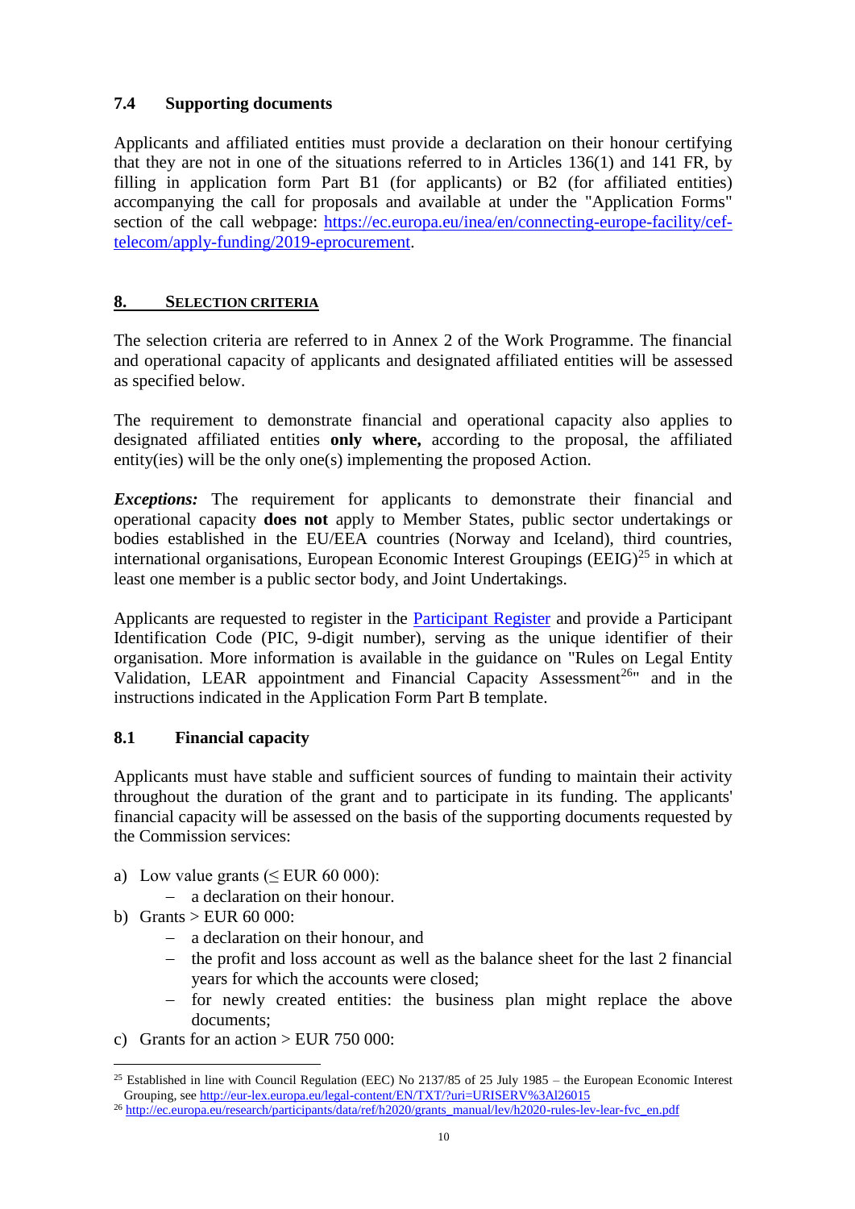### 7.4 Supporting documents

Applicants and affiliated entities must provide a declaration on their honour certifying that they are not in one of the situations referred to in Articles 136(1) and 141 FR, by filling in application form Part B1 (for applicants) or B2 (for affiliated entities) accompanying the call for proposals and available at under the "Application Forms" section of the call webpage: [https://ec.europa.eu/inea/en/connecting-europe-facility/cef-telecom/apply-funding/2019-eprocurement](https://ec.europa.eu/inea/en/connecting-europe-facility/cef-telecom/apply-funding/2019-eprocurement).

## 8. SELECTION CRITERIA

The selection criteria are referred to in Annex 2 of the Work Programme. The financial and operational capacity of applicants and designated affiliated entities will be assessed as specified below.

The requirement to demonstrate financial and operational capacity also applies to designated affiliated entities **only where,** according to the proposal, the affiliated entity(ies) will be the only one(s) implementing the proposed Action.

***Exceptions:*** The requirement for applicants to demonstrate their financial and operational capacity **does not** apply to Member States, public sector undertakings or bodies established in the EU/EEA countries (Norway and Iceland), third countries, international organisations, European Economic Interest Groupings (EEIG)[25] in which at least one member is a public sector body, and Joint Undertakings.

Applicants are requested to register in the Participant Register and provide a Participant Identification Code (PIC, 9-digit number), serving as the unique identifier of their organisation. More information is available in the guidance on "Rules on Legal Entity Validation, LEAR appointment and Financial Capacity Assessment[26]" and in the instructions indicated in the Application Form Part B template.

### 8.1 Financial capacity

Applicants must have stable and sufficient sources of funding to maintain their activity throughout the duration of the grant and to participate in its funding. The applicants' financial capacity will be assessed on the basis of the supporting documents requested by the Commission services:

a) Low value grants (≤ EUR 60 000):
   - a declaration on their honour.

b) Grants > EUR 60 000:
   - a declaration on their honour, and
   - the profit and loss account as well as the balance sheet for the last 2 financial years for which the accounts were closed;
   - for newly created entities: the business plan might replace the above documents;

c) Grants for an action > EUR 750 000:

---

[25] Established in line with Council Regulation (EEC) No 2137/85 of 25 July 1985 – the European Economic Interest Grouping, see [http://eur-lex.europa.eu/legal-content/EN/TXT/?uri=URISERV%3Al26015](http://eur-lex.europa.eu/legal-content/EN/TXT/?uri=URISERV%3Al26015)

[26] [http://ec.europa.eu/research/participants/data/ref/h2020/grants_manual/lev/h2020-rules-lev-lear-fvc_en.pdf](http://ec.europa.eu/research/participants/data/ref/h2020/grants_manual/lev/h2020-rules-lev-lear-fvc_en.pdf)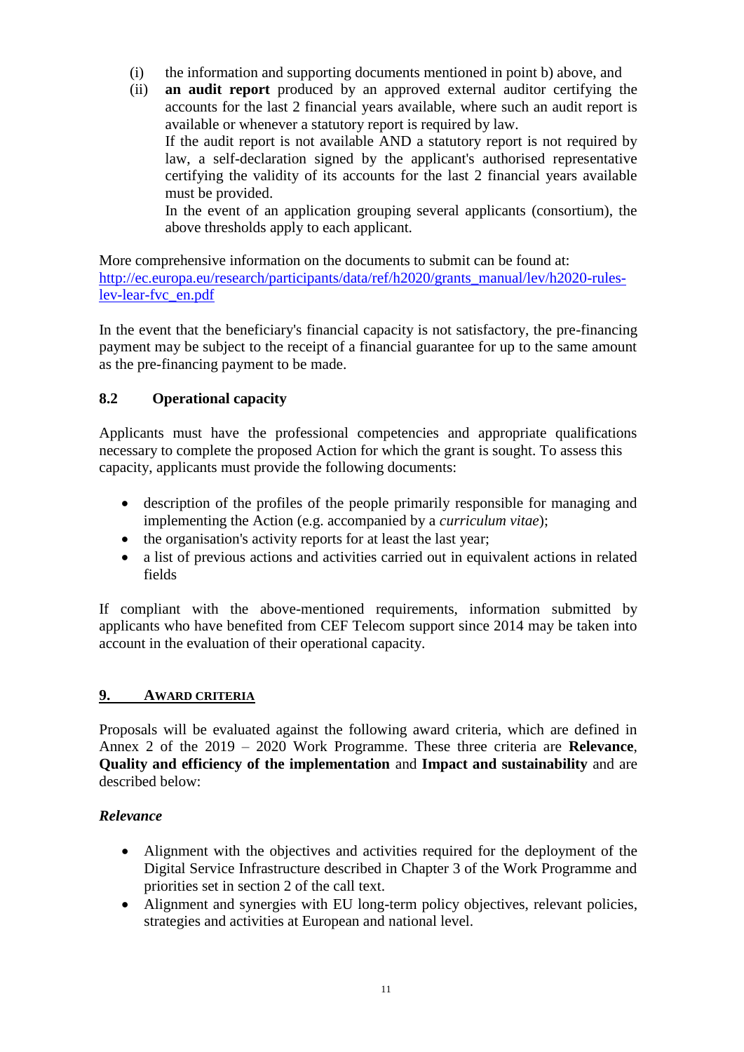(i) the information and supporting documents mentioned in point b) above, and

(ii) **an audit report** produced by an approved external auditor certifying the accounts for the last 2 financial years available, where such an audit report is available or whenever a statutory report is required by law.
If the audit report is not available AND a statutory report is not required by law, a self-declaration signed by the applicant's authorised representative certifying the validity of its accounts for the last 2 financial years available must be provided.
In the event of an application grouping several applicants (consortium), the above thresholds apply to each applicant.

More comprehensive information on the documents to submit can be found at: [http://ec.europa.eu/research/participants/data/ref/h2020/grants_manual/lev/h2020-rules-lev-lear-fvc_en.pdf](http://ec.europa.eu/research/participants/data/ref/h2020/grants_manual/lev/h2020-rules-lev-lear-fvc_en.pdf)

In the event that the beneficiary's financial capacity is not satisfactory, the pre-financing payment may be subject to the receipt of a financial guarantee for up to the same amount as the pre-financing payment to be made.

### 8.2 Operational capacity

Applicants must have the professional competencies and appropriate qualifications necessary to complete the proposed Action for which the grant is sought. To assess this capacity, applicants must provide the following documents:

- description of the profiles of the people primarily responsible for managing and implementing the Action (e.g. accompanied by a *curriculum vitae*);
- the organisation's activity reports for at least the last year;
- a list of previous actions and activities carried out in equivalent actions in related fields

If compliant with the above-mentioned requirements, information submitted by applicants who have benefited from CEF Telecom support since 2014 may be taken into account in the evaluation of their operational capacity.

## 9. AWARD CRITERIA

Proposals will be evaluated against the following award criteria, which are defined in Annex 2 of the 2019 – 2020 Work Programme. These three criteria are **Relevance**, **Quality and efficiency of the implementation** and **Impact and sustainability** and are described below:

***Relevance***

- Alignment with the objectives and activities required for the deployment of the Digital Service Infrastructure described in Chapter 3 of the Work Programme and priorities set in section 2 of the call text.
- Alignment and synergies with EU long-term policy objectives, relevant policies, strategies and activities at European and national level.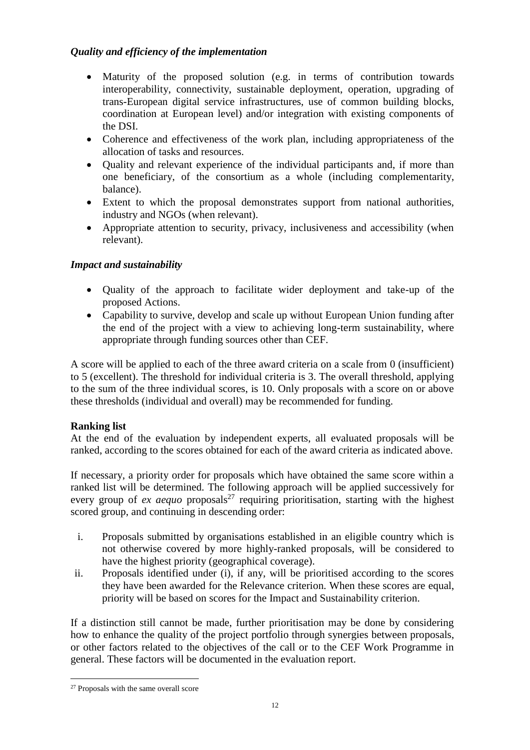### *Quality and efficiency of the implementation*

- Maturity of the proposed solution (e.g. in terms of contribution towards interoperability, connectivity, sustainable deployment, operation, upgrading of trans-European digital service infrastructures, use of common building blocks, coordination at European level) and/or integration with existing components of the DSI.
- Coherence and effectiveness of the work plan, including appropriateness of the allocation of tasks and resources.
- Quality and relevant experience of the individual participants and, if more than one beneficiary, of the consortium as a whole (including complementarity, balance).
- Extent to which the proposal demonstrates support from national authorities, industry and NGOs (when relevant).
- Appropriate attention to security, privacy, inclusiveness and accessibility (when relevant).

### *Impact and sustainability*

- Quality of the approach to facilitate wider deployment and take-up of the proposed Actions.
- Capability to survive, develop and scale up without European Union funding after the end of the project with a view to achieving long-term sustainability, where appropriate through funding sources other than CEF.

A score will be applied to each of the three award criteria on a scale from 0 (insufficient) to 5 (excellent). The threshold for individual criteria is 3. The overall threshold, applying to the sum of the three individual scores, is 10. Only proposals with a score on or above these thresholds (individual and overall) may be recommended for funding.

**Ranking list**

At the end of the evaluation by independent experts, all evaluated proposals will be ranked, according to the scores obtained for each of the award criteria as indicated above.

If necessary, a priority order for proposals which have obtained the same score within a ranked list will be determined. The following approach will be applied successively for every group of *ex aequo* proposals[27] requiring prioritisation, starting with the highest scored group, and continuing in descending order:

i. Proposals submitted by organisations established in an eligible country which is not otherwise covered by more highly-ranked proposals, will be considered to have the highest priority (geographical coverage).

ii. Proposals identified under (i), if any, will be prioritised according to the scores they have been awarded for the Relevance criterion. When these scores are equal, priority will be based on scores for the Impact and Sustainability criterion.

If a distinction still cannot be made, further prioritisation may be done by considering how to enhance the quality of the project portfolio through synergies between proposals, or other factors related to the objectives of the call or to the CEF Work Programme in general. These factors will be documented in the evaluation report.

[27] Proposals with the same overall score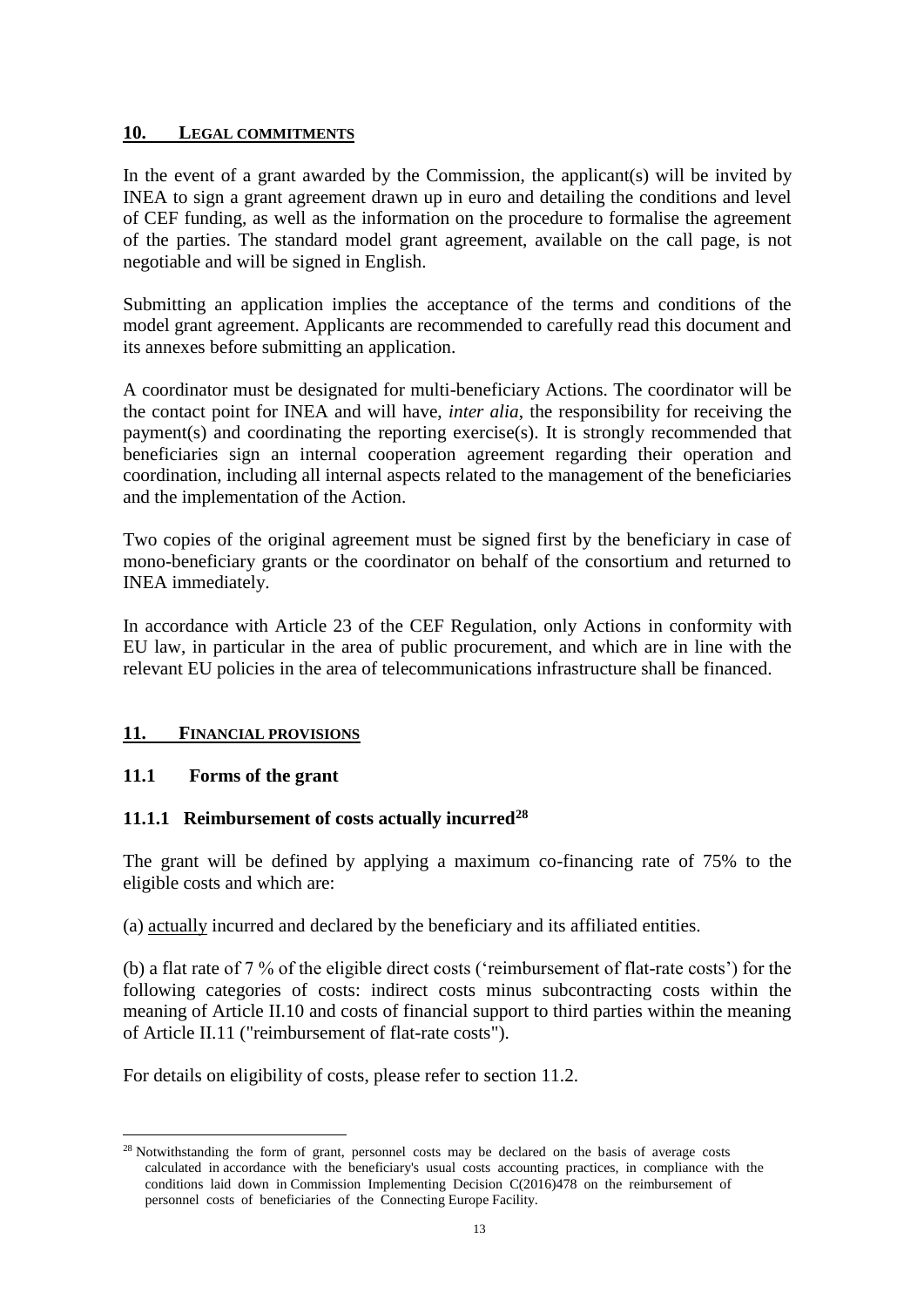## 10. LEGAL COMMITMENTS

In the event of a grant awarded by the Commission, the applicant(s) will be invited by INEA to sign a grant agreement drawn up in euro and detailing the conditions and level of CEF funding, as well as the information on the procedure to formalise the agreement of the parties. The standard model grant agreement, available on the call page, is not negotiable and will be signed in English.

Submitting an application implies the acceptance of the terms and conditions of the model grant agreement. Applicants are recommended to carefully read this document and its annexes before submitting an application.

A coordinator must be designated for multi-beneficiary Actions. The coordinator will be the contact point for INEA and will have, *inter alia*, the responsibility for receiving the payment(s) and coordinating the reporting exercise(s). It is strongly recommended that beneficiaries sign an internal cooperation agreement regarding their operation and coordination, including all internal aspects related to the management of the beneficiaries and the implementation of the Action.

Two copies of the original agreement must be signed first by the beneficiary in case of mono-beneficiary grants or the coordinator on behalf of the consortium and returned to INEA immediately.

In accordance with Article 23 of the CEF Regulation, only Actions in conformity with EU law, in particular in the area of public procurement, and which are in line with the relevant EU policies in the area of telecommunications infrastructure shall be financed.

## 11. FINANCIAL PROVISIONS

### 11.1 Forms of the grant

#### 11.1.1 Reimbursement of costs actually incurred[28]

The grant will be defined by applying a maximum co-financing rate of 75% to the eligible costs and which are:

(a) actually incurred and declared by the beneficiary and its affiliated entities.

(b) a flat rate of 7 % of the eligible direct costs ('reimbursement of flat-rate costs') for the following categories of costs: indirect costs minus subcontracting costs within the meaning of Article II.10 and costs of financial support to third parties within the meaning of Article II.11 ("reimbursement of flat-rate costs").

For details on eligibility of costs, please refer to section 11.2.

[28] Notwithstanding the form of grant, personnel costs may be declared on the basis of average costs calculated in accordance with the beneficiary's usual costs accounting practices, in compliance with the conditions laid down in Commission Implementing Decision C(2016)478 on the reimbursement of personnel costs of beneficiaries of the Connecting Europe Facility.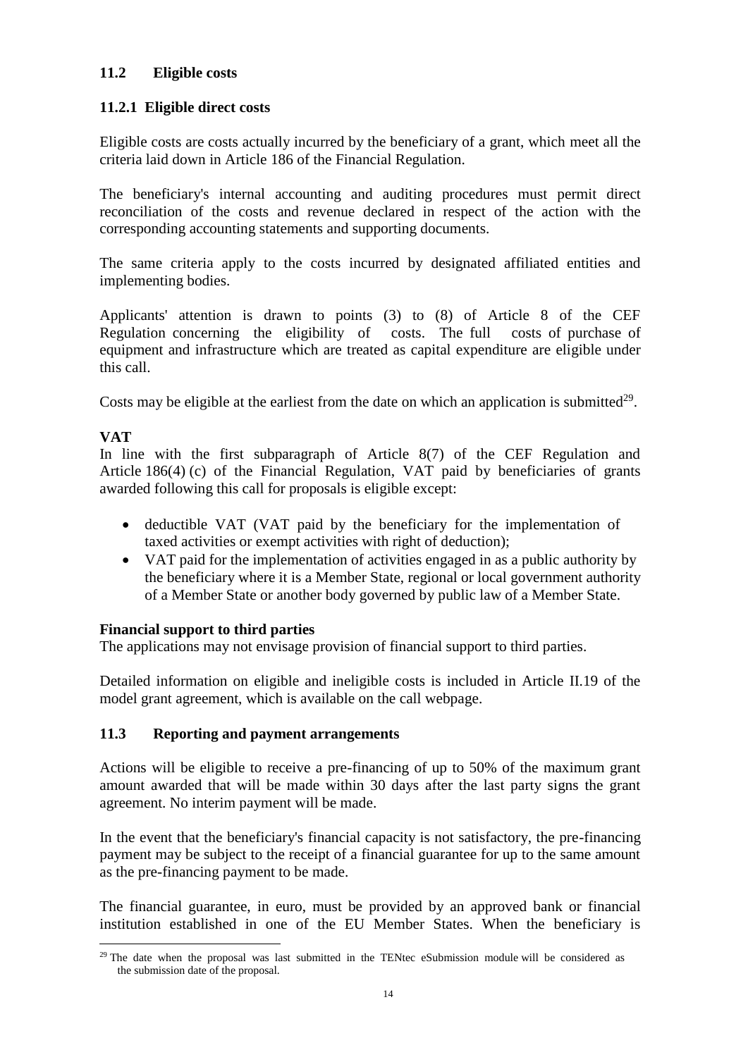### 11.2 Eligible costs

#### 11.2.1 Eligible direct costs

Eligible costs are costs actually incurred by the beneficiary of a grant, which meet all the criteria laid down in Article 186 of the Financial Regulation.

The beneficiary's internal accounting and auditing procedures must permit direct reconciliation of the costs and revenue declared in respect of the action with the corresponding accounting statements and supporting documents.

The same criteria apply to the costs incurred by designated affiliated entities and implementing bodies.

Applicants' attention is drawn to points (3) to (8) of Article 8 of the CEF Regulation concerning the eligibility of costs. The full costs of purchase of equipment and infrastructure which are treated as capital expenditure are eligible under this call.

Costs may be eligible at the earliest from the date on which an application is submitted[29].

**VAT**

In line with the first subparagraph of Article 8(7) of the CEF Regulation and Article 186(4) (c) of the Financial Regulation, VAT paid by beneficiaries of grants awarded following this call for proposals is eligible except:

- deductible VAT (VAT paid by the beneficiary for the implementation of taxed activities or exempt activities with right of deduction);
- VAT paid for the implementation of activities engaged in as a public authority by the beneficiary where it is a Member State, regional or local government authority of a Member State or another body governed by public law of a Member State.

**Financial support to third parties**

The applications may not envisage provision of financial support to third parties.

Detailed information on eligible and ineligible costs is included in Article II.19 of the model grant agreement, which is available on the call webpage.

### 11.3 Reporting and payment arrangements

Actions will be eligible to receive a pre-financing of up to 50% of the maximum grant amount awarded that will be made within 30 days after the last party signs the grant agreement. No interim payment will be made.

In the event that the beneficiary's financial capacity is not satisfactory, the pre-financing payment may be subject to the receipt of a financial guarantee for up to the same amount as the pre-financing payment to be made.

The financial guarantee, in euro, must be provided by an approved bank or financial institution established in one of the EU Member States. When the beneficiary is

[29] The date when the proposal was last submitted in the TENtec eSubmission module will be considered as the submission date of the proposal.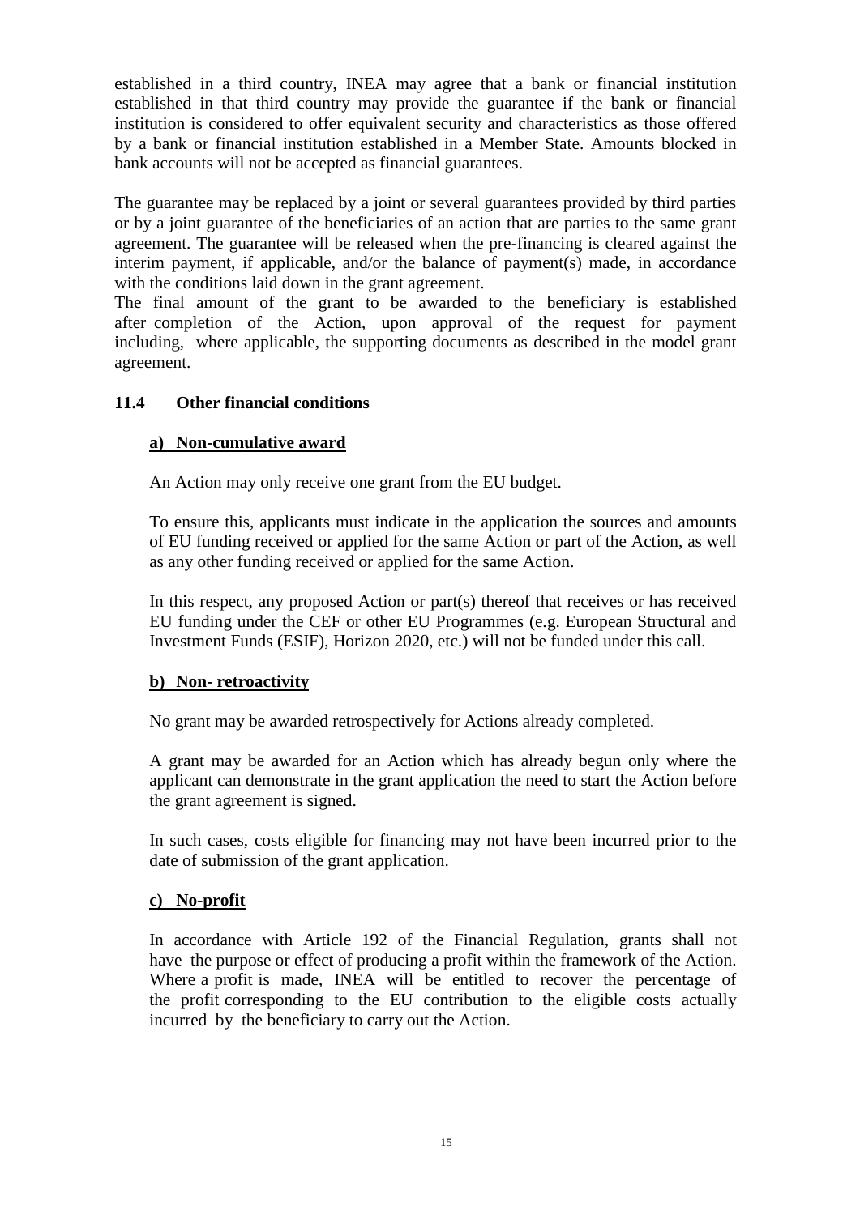established in a third country, INEA may agree that a bank or financial institution established in that third country may provide the guarantee if the bank or financial institution is considered to offer equivalent security and characteristics as those offered by a bank or financial institution established in a Member State. Amounts blocked in bank accounts will not be accepted as financial guarantees.

The guarantee may be replaced by a joint or several guarantees provided by third parties or by a joint guarantee of the beneficiaries of an action that are parties to the same grant agreement. The guarantee will be released when the pre-financing is cleared against the interim payment, if applicable, and/or the balance of payment(s) made, in accordance with the conditions laid down in the grant agreement.

The final amount of the grant to be awarded to the beneficiary is established after completion of the Action, upon approval of the request for payment including, where applicable, the supporting documents as described in the model grant agreement.

### 11.4 Other financial conditions

**a) Non-cumulative award**

An Action may only receive one grant from the EU budget.

To ensure this, applicants must indicate in the application the sources and amounts of EU funding received or applied for the same Action or part of the Action, as well as any other funding received or applied for the same Action.

In this respect, any proposed Action or part(s) thereof that receives or has received EU funding under the CEF or other EU Programmes (e.g. European Structural and Investment Funds (ESIF), Horizon 2020, etc.) will not be funded under this call.

**b) Non- retroactivity**

No grant may be awarded retrospectively for Actions already completed.

A grant may be awarded for an Action which has already begun only where the applicant can demonstrate in the grant application the need to start the Action before the grant agreement is signed.

In such cases, costs eligible for financing may not have been incurred prior to the date of submission of the grant application.

**c) No-profit**

In accordance with Article 192 of the Financial Regulation, grants shall not have the purpose or effect of producing a profit within the framework of the Action. Where a profit is made, INEA will be entitled to recover the percentage of the profit corresponding to the EU contribution to the eligible costs actually incurred by the beneficiary to carry out the Action.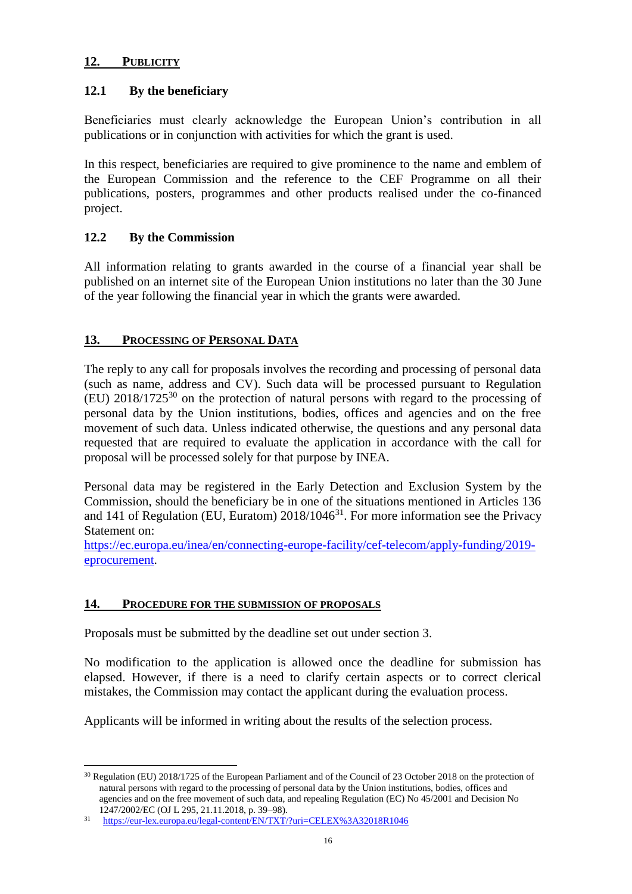## 12. PUBLICITY

### 12.1 By the beneficiary

Beneficiaries must clearly acknowledge the European Union's contribution in all publications or in conjunction with activities for which the grant is used.

In this respect, beneficiaries are required to give prominence to the name and emblem of the European Commission and the reference to the CEF Programme on all their publications, posters, programmes and other products realised under the co-financed project.

### 12.2 By the Commission

All information relating to grants awarded in the course of a financial year shall be published on an internet site of the European Union institutions no later than the 30 June of the year following the financial year in which the grants were awarded.

## 13. PROCESSING OF PERSONAL DATA

The reply to any call for proposals involves the recording and processing of personal data (such as name, address and CV). Such data will be processed pursuant to Regulation (EU) 2018/1725[30] on the protection of natural persons with regard to the processing of personal data by the Union institutions, bodies, offices and agencies and on the free movement of such data. Unless indicated otherwise, the questions and any personal data requested that are required to evaluate the application in accordance with the call for proposal will be processed solely for that purpose by INEA.

Personal data may be registered in the Early Detection and Exclusion System by the Commission, should the beneficiary be in one of the situations mentioned in Articles 136 and 141 of Regulation (EU, Euratom) 2018/1046[31]. For more information see the Privacy Statement on:
https://ec.europa.eu/inea/en/connecting-europe-facility/cef-telecom/apply-funding/2019-eprocurement.

## 14. PROCEDURE FOR THE SUBMISSION OF PROPOSALS

Proposals must be submitted by the deadline set out under section 3.

No modification to the application is allowed once the deadline for submission has elapsed. However, if there is a need to clarify certain aspects or to correct clerical mistakes, the Commission may contact the applicant during the evaluation process.

Applicants will be informed in writing about the results of the selection process.

---

[30] Regulation (EU) 2018/1725 of the European Parliament and of the Council of 23 October 2018 on the protection of natural persons with regard to the processing of personal data by the Union institutions, bodies, offices and agencies and on the free movement of such data, and repealing Regulation (EC) No 45/2001 and Decision No 1247/2002/EC (OJ L 295, 21.11.2018, p. 39–98).

[31] https://eur-lex.europa.eu/legal-content/EN/TXT/?uri=CELEX%3A32018R1046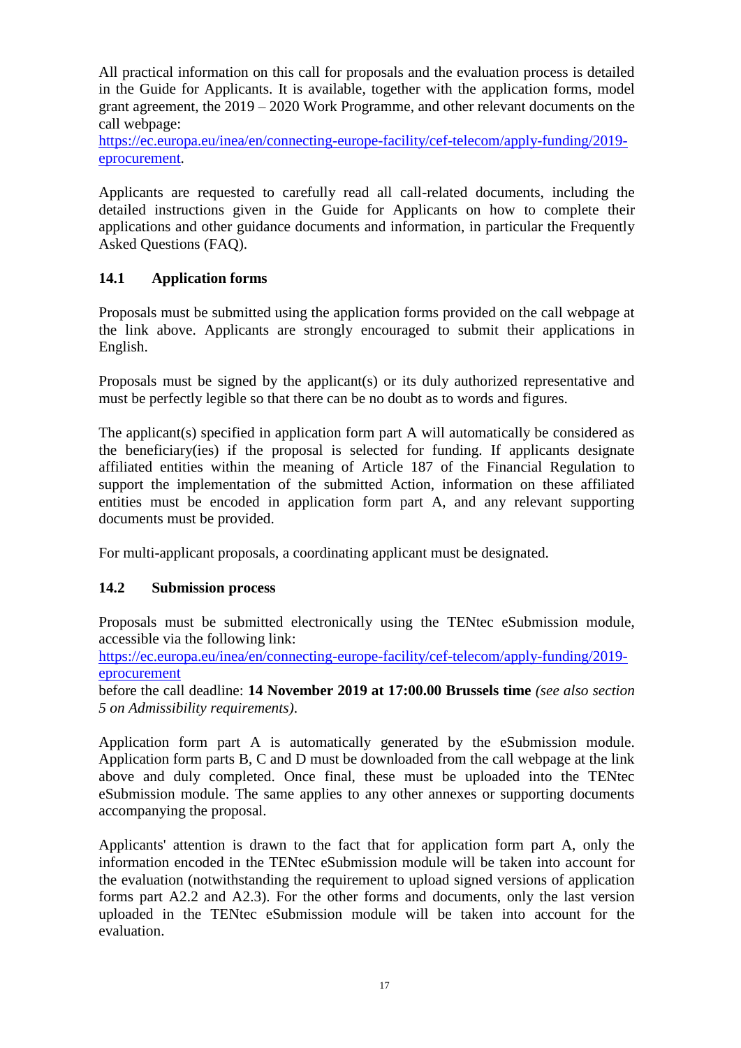All practical information on this call for proposals and the evaluation process is detailed in the Guide for Applicants. It is available, together with the application forms, model grant agreement, the 2019 – 2020 Work Programme, and other relevant documents on the call webpage:
[https://ec.europa.eu/inea/en/connecting-europe-facility/cef-telecom/apply-funding/2019-eprocurement](https://ec.europa.eu/inea/en/connecting-europe-facility/cef-telecom/apply-funding/2019-eprocurement).

Applicants are requested to carefully read all call-related documents, including the detailed instructions given in the Guide for Applicants on how to complete their applications and other guidance documents and information, in particular the Frequently Asked Questions (FAQ).

### 14.1 Application forms

Proposals must be submitted using the application forms provided on the call webpage at the link above. Applicants are strongly encouraged to submit their applications in English.

Proposals must be signed by the applicant(s) or its duly authorized representative and must be perfectly legible so that there can be no doubt as to words and figures.

The applicant(s) specified in application form part A will automatically be considered as the beneficiary(ies) if the proposal is selected for funding. If applicants designate affiliated entities within the meaning of Article 187 of the Financial Regulation to support the implementation of the submitted Action, information on these affiliated entities must be encoded in application form part A, and any relevant supporting documents must be provided.

For multi-applicant proposals, a coordinating applicant must be designated.

### 14.2 Submission process

Proposals must be submitted electronically using the TENtec eSubmission module, accessible via the following link:
[https://ec.europa.eu/inea/en/connecting-europe-facility/cef-telecom/apply-funding/2019-eprocurement](https://ec.europa.eu/inea/en/connecting-europe-facility/cef-telecom/apply-funding/2019-eprocurement)
before the call deadline: **14 November 2019 at 17:00.00 Brussels time** *(see also section 5 on Admissibility requirements)*.

Application form part A is automatically generated by the eSubmission module. Application form parts B, C and D must be downloaded from the call webpage at the link above and duly completed. Once final, these must be uploaded into the TENtec eSubmission module. The same applies to any other annexes or supporting documents accompanying the proposal.

Applicants' attention is drawn to the fact that for application form part A, only the information encoded in the TENtec eSubmission module will be taken into account for the evaluation (notwithstanding the requirement to upload signed versions of application forms part A2.2 and A2.3). For the other forms and documents, only the last version uploaded in the TENtec eSubmission module will be taken into account for the evaluation.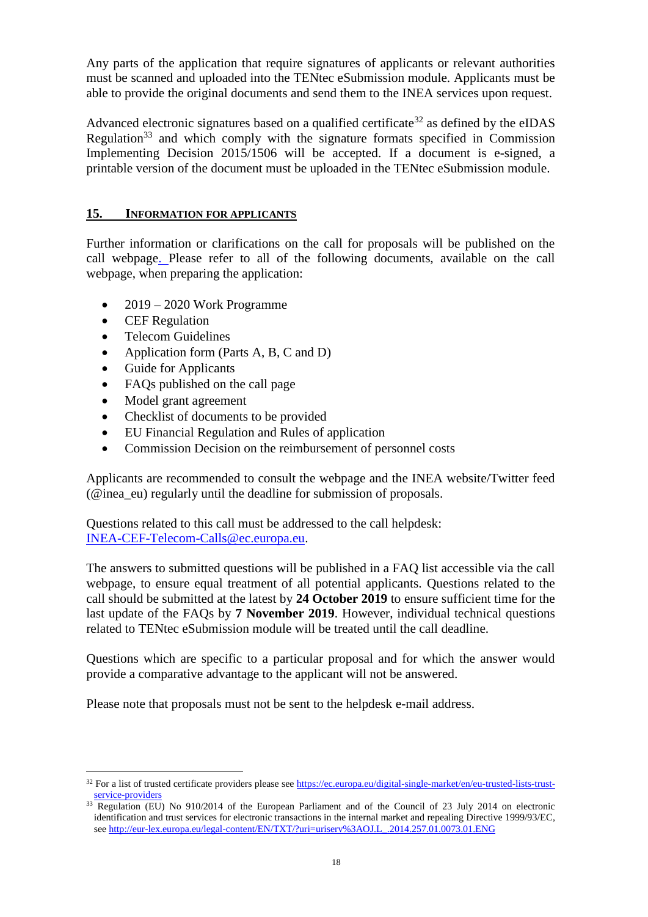Any parts of the application that require signatures of applicants or relevant authorities must be scanned and uploaded into the TENtec eSubmission module. Applicants must be able to provide the original documents and send them to the INEA services upon request.

Advanced electronic signatures based on a qualified certificate[32] as defined by the eIDAS Regulation[33] and which comply with the signature formats specified in Commission Implementing Decision 2015/1506 will be accepted. If a document is e-signed, a printable version of the document must be uploaded in the TENtec eSubmission module.

## 15. INFORMATION FOR APPLICANTS

Further information or clarifications on the call for proposals will be published on the call webpage. Please refer to all of the following documents, available on the call webpage, when preparing the application:

- 2019 – 2020 Work Programme
- CEF Regulation
- Telecom Guidelines
- Application form (Parts A, B, C and D)
- Guide for Applicants
- FAQs published on the call page
- Model grant agreement
- Checklist of documents to be provided
- EU Financial Regulation and Rules of application
- Commission Decision on the reimbursement of personnel costs

Applicants are recommended to consult the webpage and the INEA website/Twitter feed (@inea_eu) regularly until the deadline for submission of proposals.

Questions related to this call must be addressed to the call helpdesk: INEA-CEF-Telecom-Calls@ec.europa.eu.

The answers to submitted questions will be published in a FAQ list accessible via the call webpage, to ensure equal treatment of all potential applicants. Questions related to the call should be submitted at the latest by **24 October 2019** to ensure sufficient time for the last update of the FAQs by **7 November 2019**. However, individual technical questions related to TENtec eSubmission module will be treated until the call deadline.

Questions which are specific to a particular proposal and for which the answer would provide a comparative advantage to the applicant will not be answered.

Please note that proposals must not be sent to the helpdesk e-mail address.

---

[32] For a list of trusted certificate providers please see https://ec.europa.eu/digital-single-market/en/eu-trusted-lists-trust-service-providers

[33] Regulation (EU) No 910/2014 of the European Parliament and of the Council of 23 July 2014 on electronic identification and trust services for electronic transactions in the internal market and repealing Directive 1999/93/EC, see http://eur-lex.europa.eu/legal-content/EN/TXT/?uri=uriserv%3AOJ.L_.2014.257.01.0073.01.ENG